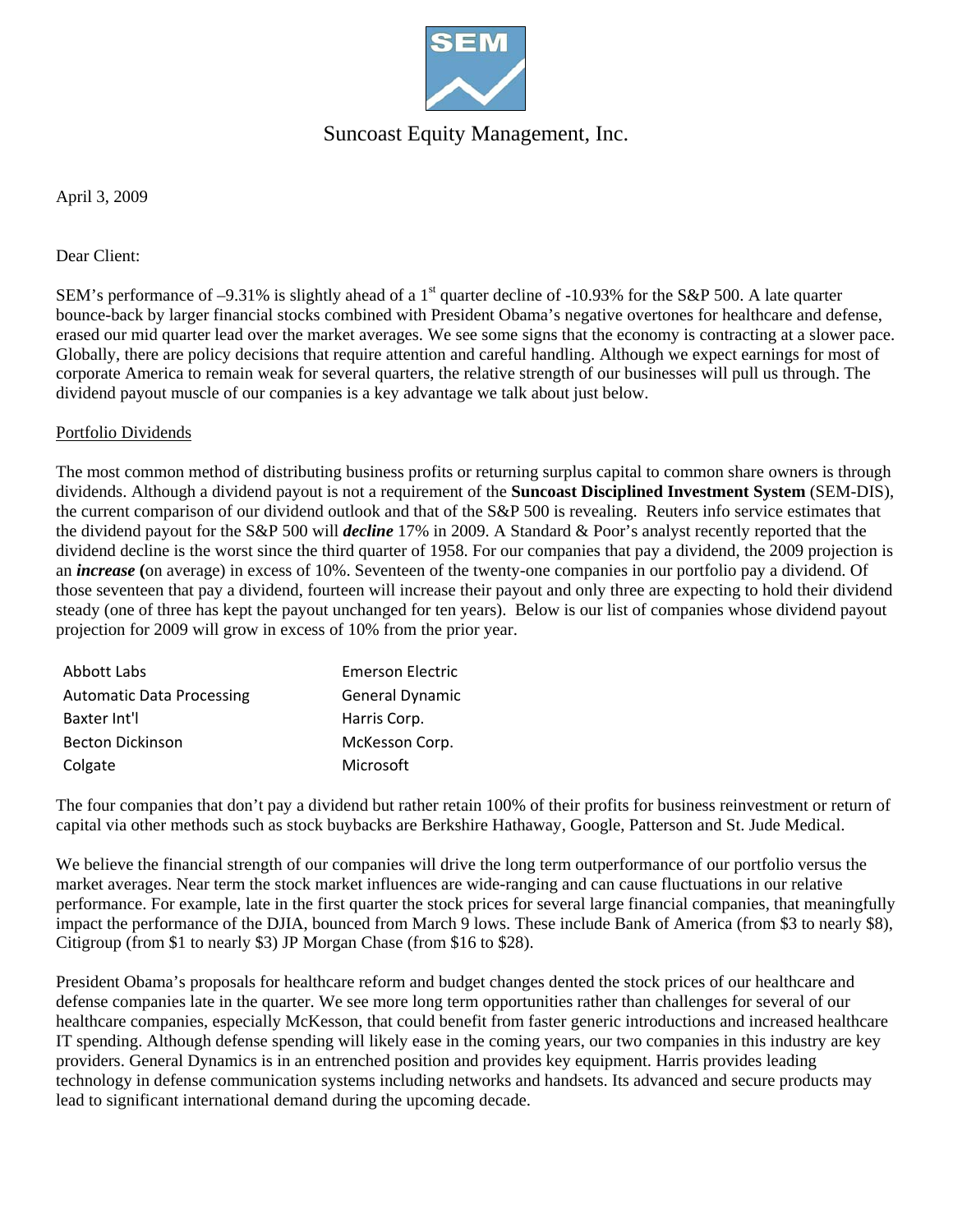Suncoast Equity Management, Inc.

April 3, 2009

Dear Client:

SEM's performance of –9.31% is slightly ahead of a 1st quarter decline of -10.93% for the S&P 500. A late quarter bounce-back by larger financial stocks combined with President Obama's negative overtones for healthcare and defense, erased our mid quarter lead over the market averages. We see some signs that the economy is contracting at a slower pace. Globally, there are policy decisions that require attention and careful handling. Although we expect earnings for most of corporate America to remain weak for several quarters, the relative strength of our businesses will pull us through. The dividend payout muscle of our companies is a key advantage we talk about just below.

Portfolio Dividends

The most common method of distributing business profits or returning surplus capital to common share owners is through dividends. Although a dividend payout is not a requirement of the **Suncoast Disciplined Investment System** (SEM-DIS), the current comparison of our dividend outlook and that of the S&P 500 is revealing. Reuters info service estimates that the dividend payout for the S&P 500 will ***decline*** 17% in 2009. A Standard & Poor's analyst recently reported that the dividend decline is the worst since the third quarter of 1958. For our companies that pay a dividend, the 2009 projection is an ***increase*** **(**on average) in excess of 10%. Seventeen of the twenty-one companies in our portfolio pay a dividend. Of those seventeen that pay a dividend, fourteen will increase their payout and only three are expecting to hold their dividend steady (one of three has kept the payout unchanged for ten years). Below is our list of companies whose dividend payout projection for 2009 will grow in excess of 10% from the prior year.

| | |
|---|---|
| Abbott Labs | Emerson Electric |
| Automatic Data Processing | General Dynamic |
| Baxter Int'l | Harris Corp. |
| Becton Dickinson | McKesson Corp. |
| Colgate | Microsoft |

The four companies that don't pay a dividend but rather retain 100% of their profits for business reinvestment or return of capital via other methods such as stock buybacks are Berkshire Hathaway, Google, Patterson and St. Jude Medical.

We believe the financial strength of our companies will drive the long term outperformance of our portfolio versus the market averages. Near term the stock market influences are wide-ranging and can cause fluctuations in our relative performance. For example, late in the first quarter the stock prices for several large financial companies, that meaningfully impact the performance of the DJIA, bounced from March 9 lows. These include Bank of America (from $3 to nearly $8), Citigroup (from $1 to nearly $3) JP Morgan Chase (from $16 to $28).

President Obama's proposals for healthcare reform and budget changes dented the stock prices of our healthcare and defense companies late in the quarter. We see more long term opportunities rather than challenges for several of our healthcare companies, especially McKesson, that could benefit from faster generic introductions and increased healthcare IT spending. Although defense spending will likely ease in the coming years, our two companies in this industry are key providers. General Dynamics is in an entrenched position and provides key equipment. Harris provides leading technology in defense communication systems including networks and handsets. Its advanced and secure products may lead to significant international demand during the upcoming decade.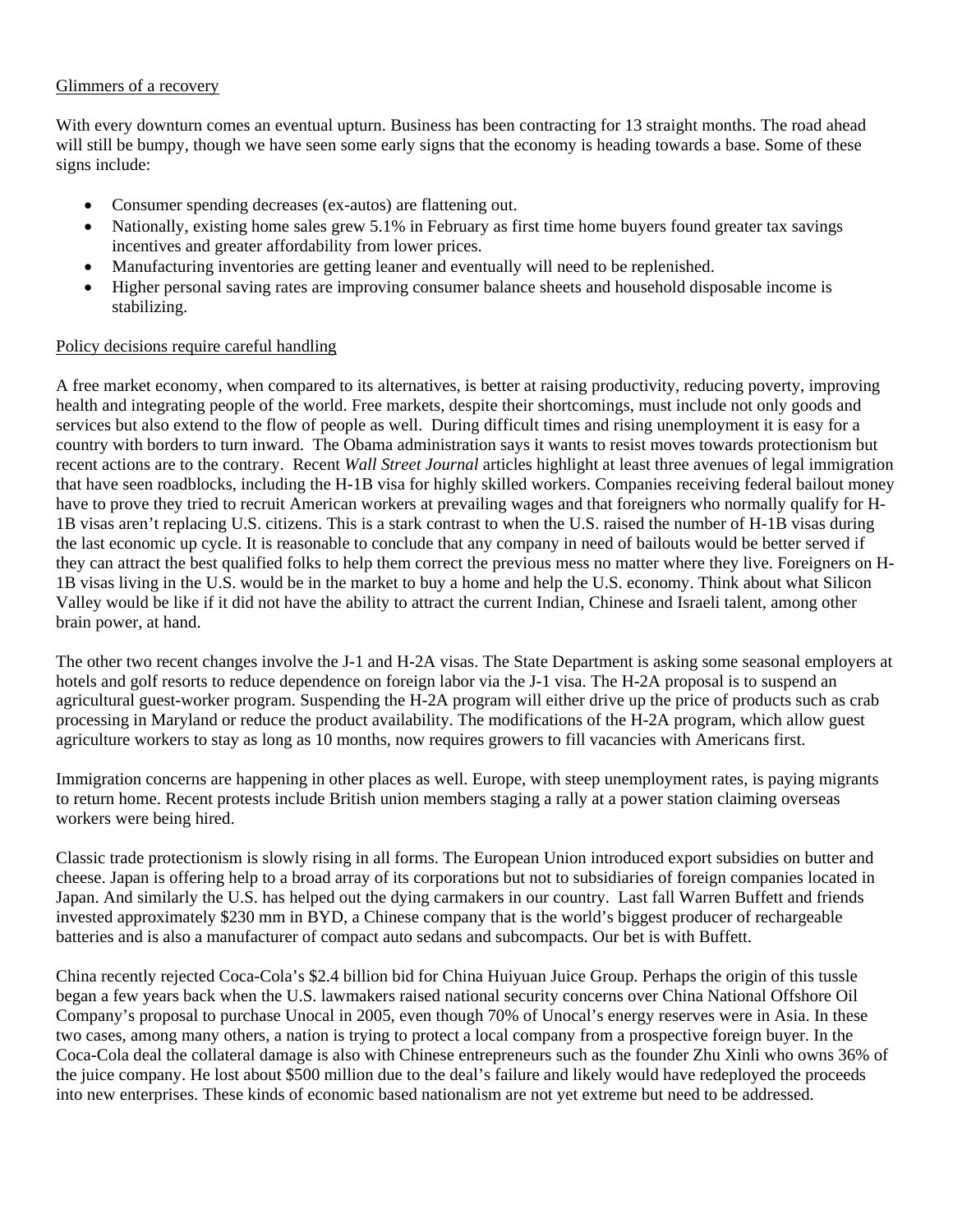<u>Glimmers of a recovery</u>

With every downturn comes an eventual upturn. Business has been contracting for 13 straight months. The road ahead will still be bumpy, though we have seen some early signs that the economy is heading towards a base. Some of these signs include:

- Consumer spending decreases (ex-autos) are flattening out.
- Nationally, existing home sales grew 5.1% in February as first time home buyers found greater tax savings incentives and greater affordability from lower prices.
- Manufacturing inventories are getting leaner and eventually will need to be replenished.
- Higher personal saving rates are improving consumer balance sheets and household disposable income is stabilizing.

<u>Policy decisions require careful handling</u>

A free market economy, when compared to its alternatives, is better at raising productivity, reducing poverty, improving health and integrating people of the world. Free markets, despite their shortcomings, must include not only goods and services but also extend to the flow of people as well. During difficult times and rising unemployment it is easy for a country with borders to turn inward. The Obama administration says it wants to resist moves towards protectionism but recent actions are to the contrary. Recent *Wall Street Journal* articles highlight at least three avenues of legal immigration that have seen roadblocks, including the H-1B visa for highly skilled workers. Companies receiving federal bailout money have to prove they tried to recruit American workers at prevailing wages and that foreigners who normally qualify for H-1B visas aren't replacing U.S. citizens. This is a stark contrast to when the U.S. raised the number of H-1B visas during the last economic up cycle. It is reasonable to conclude that any company in need of bailouts would be better served if they can attract the best qualified folks to help them correct the previous mess no matter where they live. Foreigners on H-1B visas living in the U.S. would be in the market to buy a home and help the U.S. economy. Think about what Silicon Valley would be like if it did not have the ability to attract the current Indian, Chinese and Israeli talent, among other brain power, at hand.

The other two recent changes involve the J-1 and H-2A visas. The State Department is asking some seasonal employers at hotels and golf resorts to reduce dependence on foreign labor via the J-1 visa. The H-2A proposal is to suspend an agricultural guest-worker program. Suspending the H-2A program will either drive up the price of products such as crab processing in Maryland or reduce the product availability. The modifications of the H-2A program, which allow guest agriculture workers to stay as long as 10 months, now requires growers to fill vacancies with Americans first.

Immigration concerns are happening in other places as well. Europe, with steep unemployment rates, is paying migrants to return home. Recent protests include British union members staging a rally at a power station claiming overseas workers were being hired.

Classic trade protectionism is slowly rising in all forms. The European Union introduced export subsidies on butter and cheese. Japan is offering help to a broad array of its corporations but not to subsidiaries of foreign companies located in Japan. And similarly the U.S. has helped out the dying carmakers in our country. Last fall Warren Buffett and friends invested approximately $230 mm in BYD, a Chinese company that is the world's biggest producer of rechargeable batteries and is also a manufacturer of compact auto sedans and subcompacts. Our bet is with Buffett.

China recently rejected Coca-Cola's $2.4 billion bid for China Huiyuan Juice Group. Perhaps the origin of this tussle began a few years back when the U.S. lawmakers raised national security concerns over China National Offshore Oil Company's proposal to purchase Unocal in 2005, even though 70% of Unocal's energy reserves were in Asia. In these two cases, among many others, a nation is trying to protect a local company from a prospective foreign buyer. In the Coca-Cola deal the collateral damage is also with Chinese entrepreneurs such as the founder Zhu Xinli who owns 36% of the juice company. He lost about $500 million due to the deal's failure and likely would have redeployed the proceeds into new enterprises. These kinds of economic based nationalism are not yet extreme but need to be addressed.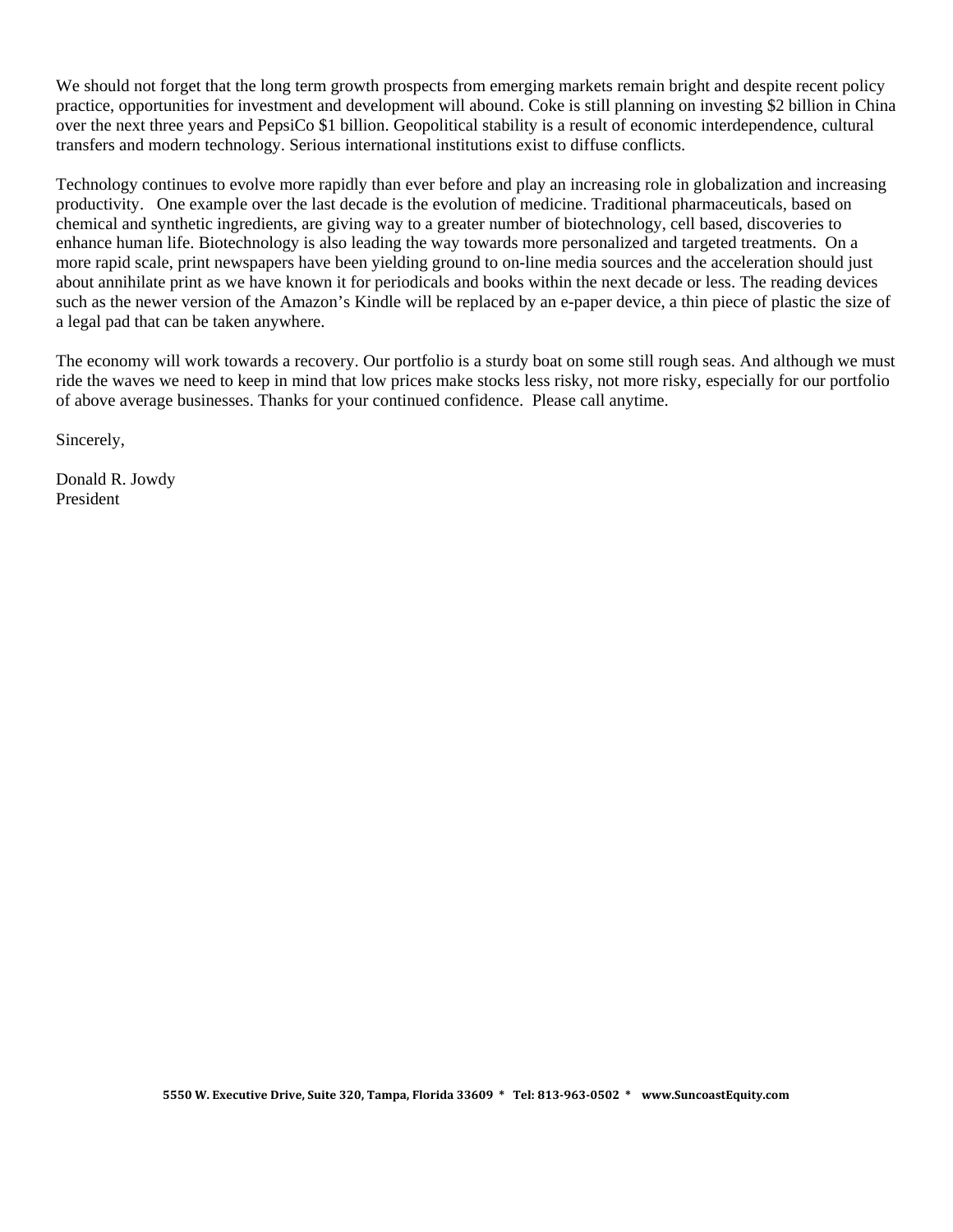We should not forget that the long term growth prospects from emerging markets remain bright and despite recent policy practice, opportunities for investment and development will abound. Coke is still planning on investing $2 billion in China over the next three years and PepsiCo $1 billion. Geopolitical stability is a result of economic interdependence, cultural transfers and modern technology. Serious international institutions exist to diffuse conflicts.

Technology continues to evolve more rapidly than ever before and play an increasing role in globalization and increasing productivity.  One example over the last decade is the evolution of medicine. Traditional pharmaceuticals, based on chemical and synthetic ingredients, are giving way to a greater number of biotechnology, cell based, discoveries to enhance human life. Biotechnology is also leading the way towards more personalized and targeted treatments. On a more rapid scale, print newspapers have been yielding ground to on-line media sources and the acceleration should just about annihilate print as we have known it for periodicals and books within the next decade or less. The reading devices such as the newer version of the Amazon's Kindle will be replaced by an e-paper device, a thin piece of plastic the size of a legal pad that can be taken anywhere.

The economy will work towards a recovery. Our portfolio is a sturdy boat on some still rough seas. And although we must ride the waves we need to keep in mind that low prices make stocks less risky, not more risky, especially for our portfolio of above average businesses. Thanks for your continued confidence. Please call anytime.

Sincerely,

Donald R. Jowdy
President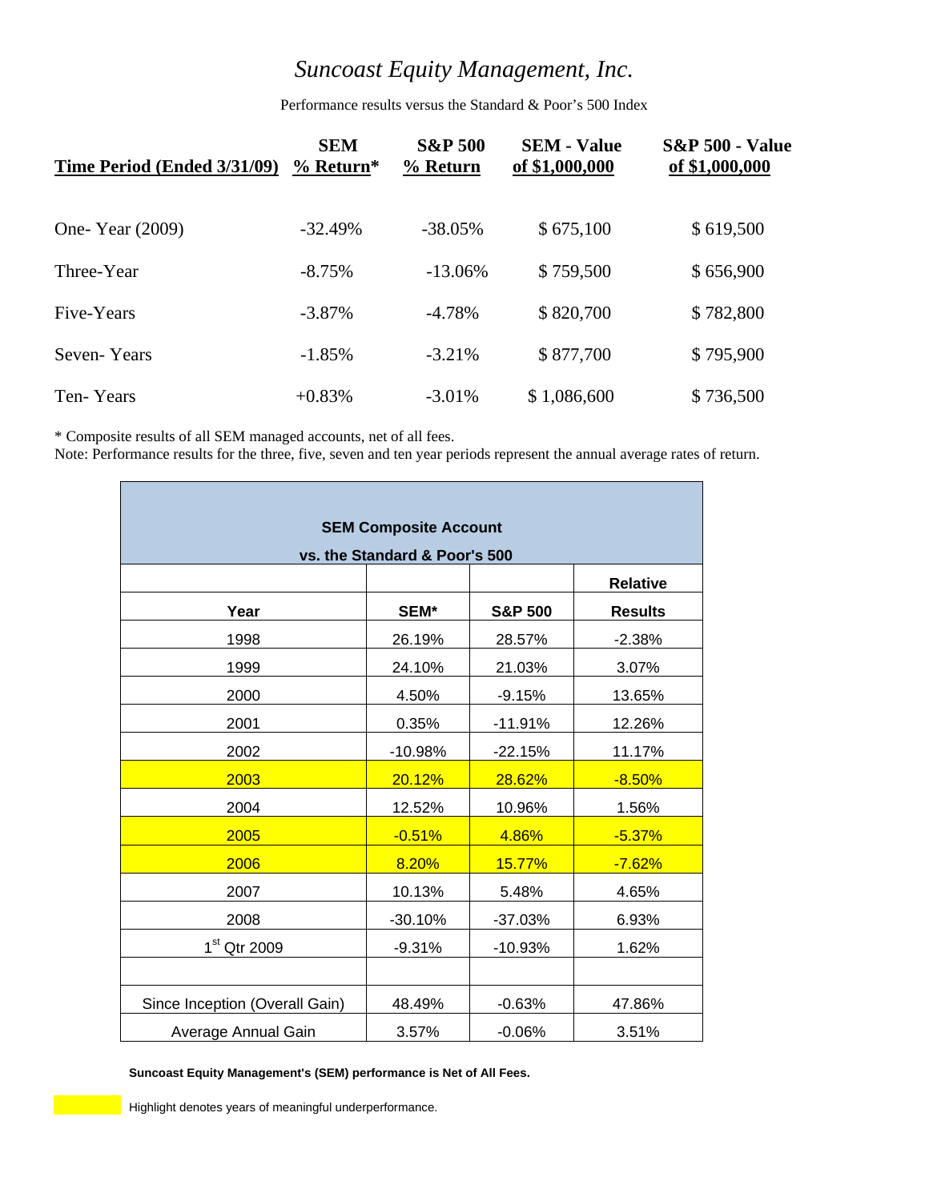# *Suncoast Equity Management, Inc.*

Performance results versus the Standard & Poor's 500 Index

| Time Period (Ended 3/31/09) | SEM % Return* | S&P 500 % Return | SEM - Value of $1,000,000 | S&P 500 - Value of $1,000,000 |
|---|---|---|---|---|
| One- Year (2009) | -32.49% | -38.05% | $ 675,100 | $ 619,500 |
| Three-Year | -8.75% | -13.06% | $ 759,500 | $ 656,900 |
| Five-Years | -3.87% | -4.78% | $ 820,700 | $ 782,800 |
| Seven- Years | -1.85% | -3.21% | $ 877,700 | $ 795,900 |
| Ten- Years | +0.83% | -3.01% | $ 1,086,600 | $ 736,500 |

\* Composite results of all SEM managed accounts, net of all fees.
Note: Performance results for the three, five, seven and ten year periods represent the annual average rates of return.

**SEM Composite Account vs. the Standard & Poor's 500**

| Year | SEM* | S&P 500 | Relative Results |
|---|---|---|---|
| 1998 | 26.19% | 28.57% | -2.38% |
| 1999 | 24.10% | 21.03% | 3.07% |
| 2000 | 4.50% | -9.15% | 13.65% |
| 2001 | 0.35% | -11.91% | 12.26% |
| 2002 | -10.98% | -22.15% | 11.17% |
| 2003 | 20.12% | 28.62% | -8.50% |
| 2004 | 12.52% | 10.96% | 1.56% |
| 2005 | -0.51% | 4.86% | -5.37% |
| 2006 | 8.20% | 15.77% | -7.62% |
| 2007 | 10.13% | 5.48% | 4.65% |
| 2008 | -30.10% | -37.03% | 6.93% |
| 1st Qtr 2009 | -9.31% | -10.93% | 1.62% |
| | | | |
| Since Inception (Overall Gain) | 48.49% | -0.63% | 47.86% |
| Average Annual Gain | 3.57% | -0.06% | 3.51% |

**Suncoast Equity Management's (SEM) performance is Net of All Fees.**

Highlight denotes years of meaningful underperformance.